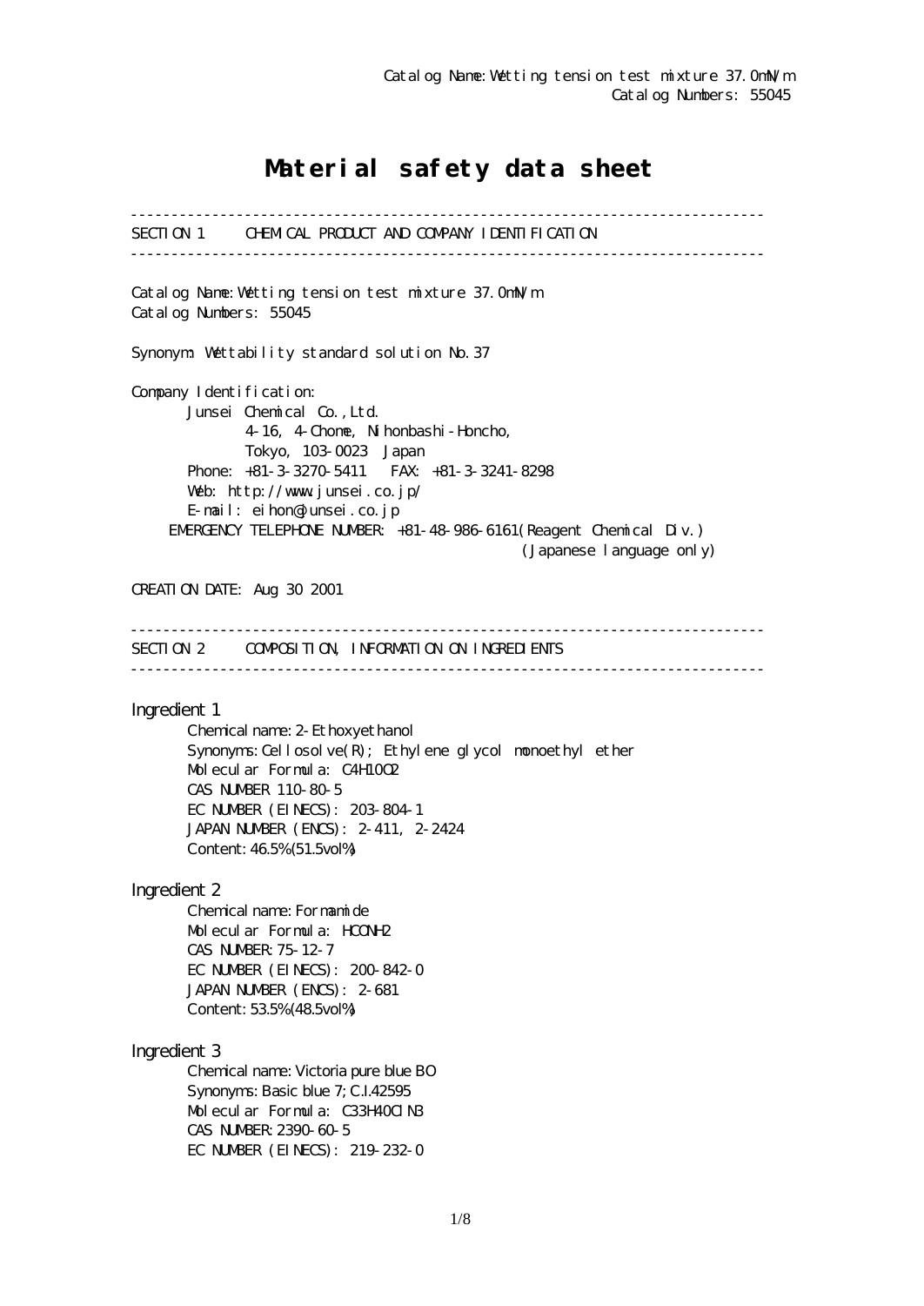Catalog Name: Wetting tension test mixture 37.0mN/m
Catalog Numbers: 55045

# Material safety data sheet

---

## SECTION 1 CHEMICAL PRODUCT AND COMPANY IDENTIFICATION

---

Catalog Name: Wetting tension test mixture 37.0mN/m
Catalog Numbers: 55045

Synonym: Wettability standard solution No.37

Company Identification:
Junsei Chemical Co.,Ltd.
4-16, 4-Chome, Nihonbashi-Honcho,
Tokyo, 103-0023 Japan
Phone: +81-3-3270-5411 FAX: +81-3-3241-8298
Web: http://www.junsei.co.jp/
E-mail: eihon@junsei.co.jp
EMERGENCY TELEPHONE NUMBER: +81-48-986-6161(Reagent Chemical Div.)
(Japanese language only)

CREATION DATE: Aug 30 2001

---

## SECTION 2 COMPOSITION, INFORMATION ON INGREDIENTS

---

### Ingredient 1

Chemical name: 2-Ethoxyethanol
Synonyms: Cellosolve(R); Ethylene glycol monoethyl ether
Molecular Formula: $C_4H_{10}O_2$
CAS NUMBER 110-80-5
EC NUMBER (EINECS): 203-804-1
JAPAN NUMBER (ENCS): 2-411, 2-2424
Content: 46.5%(51.5vol%)

### Ingredient 2

Chemical name: Formamide
Molecular Formula: $HCONH_2$
CAS NUMBER: 75-12-7
EC NUMBER (EINECS): 200-842-0
JAPAN NUMBER (ENCS): 2-681
Content: 53.5%(48.5vol%)

### Ingredient 3

Chemical name: Victoria pure blue BO
Synonyms: Basic blue 7; C.I.42595
Molecular Formula: $C_{33}H_{40}ClN_3$
CAS NUMBER: 2390-60-5
EC NUMBER (EINECS): 219-232-0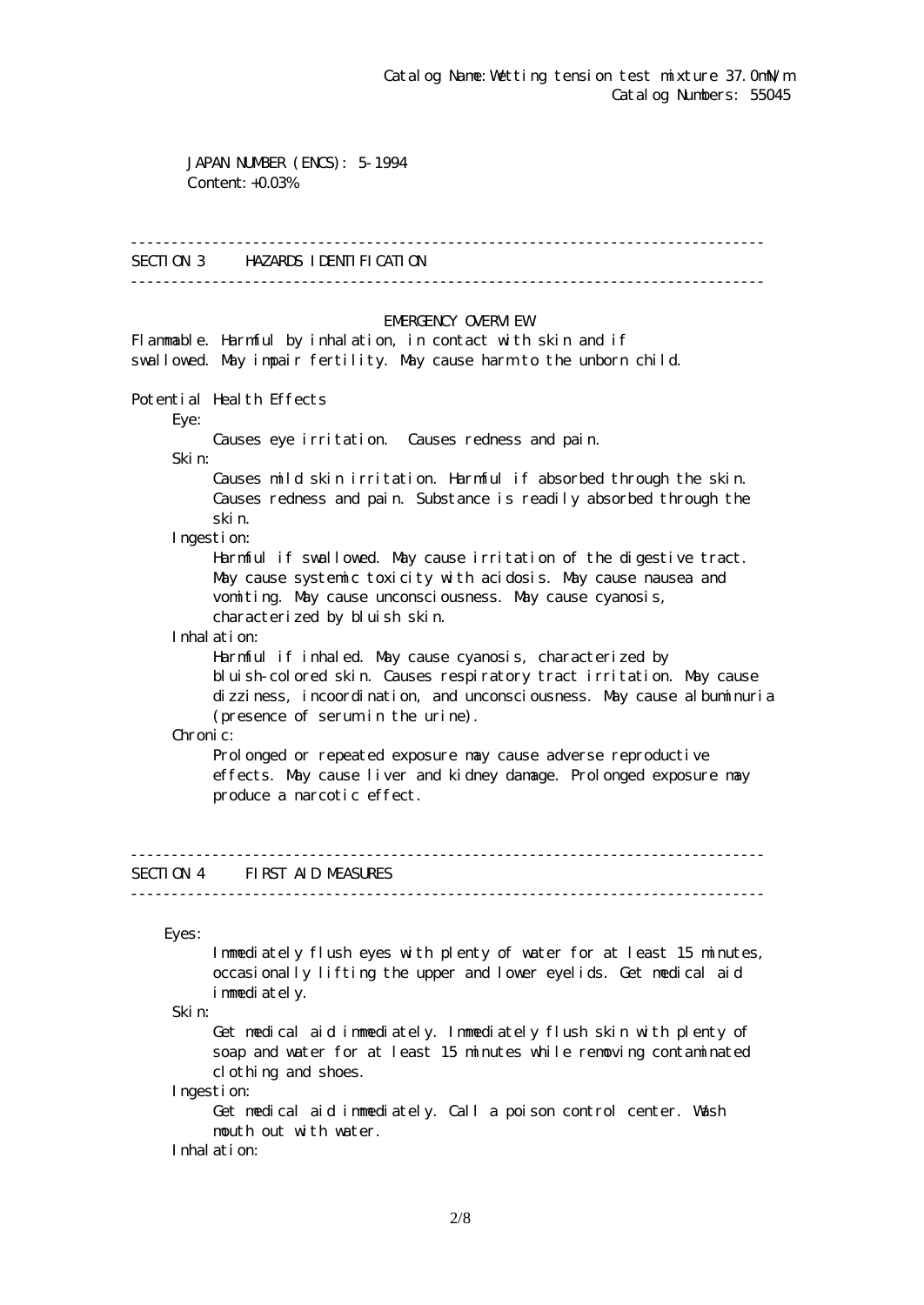Catalog Name:Wetting tension test mixture 37.0mN/m
Catalog Numbers: 55045

JAPAN NUMBER (ENCS): 5-1994
Content: +0.03%

## SECTION 3 HAZARDS IDENTIFICATION

### EMERGENCY OVERVIEW

Flammable. Harmful by inhalation, in contact with skin and if swallowed. May impair fertility. May cause harm to the unborn child.

**Potential Health Effects**

Eye:
Causes eye irritation. Causes redness and pain.

Skin:
Causes mild skin irritation. Harmful if absorbed through the skin. Causes redness and pain. Substance is readily absorbed through the skin.

Ingestion:
Harmful if swallowed. May cause irritation of the digestive tract. May cause systemic toxicity with acidosis. May cause nausea and vomiting. May cause unconsciousness. May cause cyanosis, characterized by bluish skin.

Inhalation:
Harmful if inhaled. May cause cyanosis, characterized by bluish-colored skin. Causes respiratory tract irritation. May cause dizziness, incoordination, and unconsciousness. May cause albuminuria (presence of serum in the urine).

Chronic:
Prolonged or repeated exposure may cause adverse reproductive effects. May cause liver and kidney damage. Prolonged exposure may produce a narcotic effect.

## SECTION 4 FIRST AID MEASURES

Eyes:
Immediately flush eyes with plenty of water for at least 15 minutes, occasionally lifting the upper and lower eyelids. Get medical aid immediately.

Skin:
Get medical aid immediately. Immediately flush skin with plenty of soap and water for at least 15 minutes while removing contaminated clothing and shoes.

Ingestion:
Get medical aid immediately. Call a poison control center. Wash mouth out with water.

Inhalation: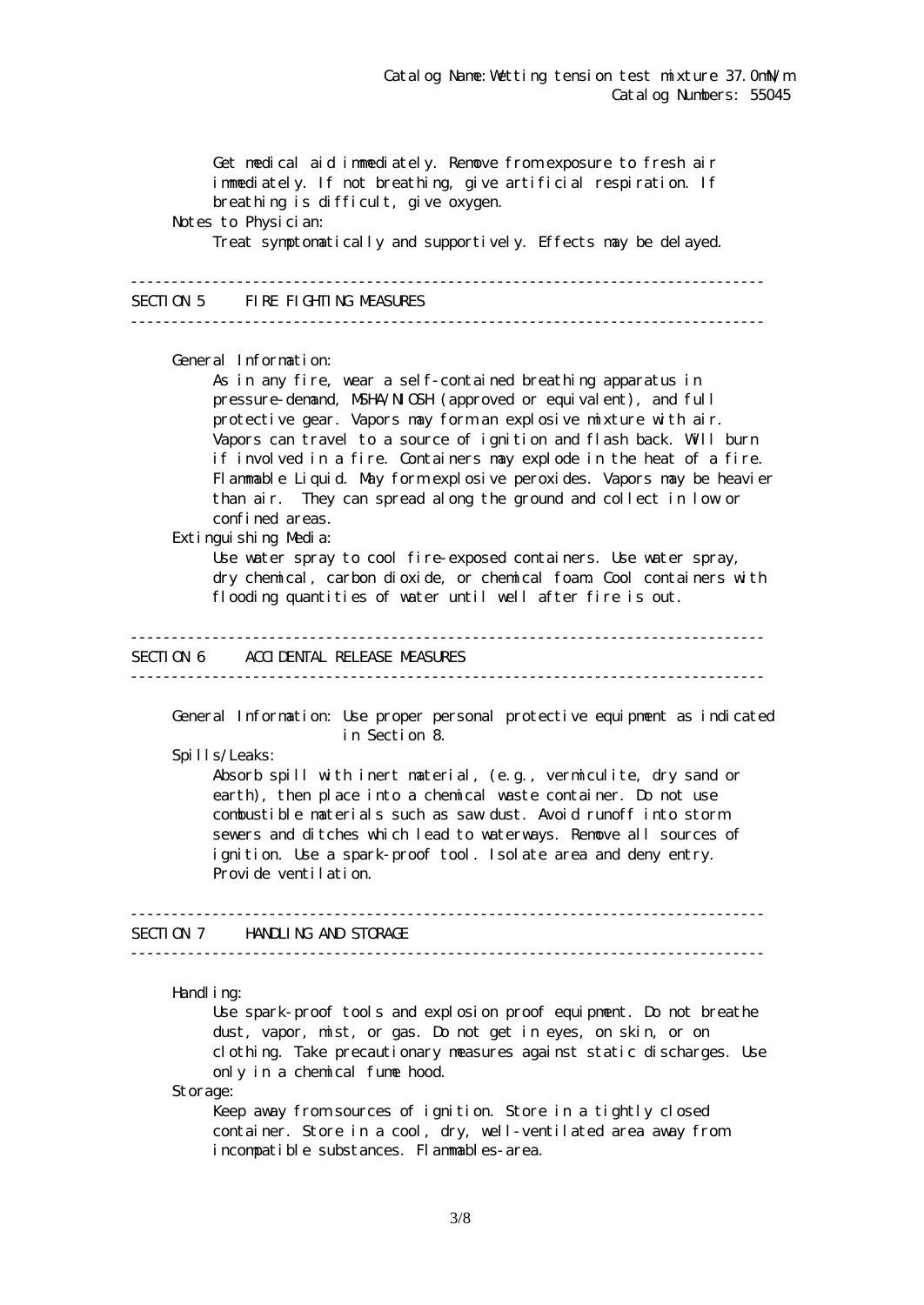Get medical aid immediately. Remove from exposure to fresh air immediately. If not breathing, give artificial respiration. If breathing is difficult, give oxygen.

Notes to Physician:

Treat symptomatically and supportively. Effects may be delayed.

## SECTION 5 FIRE FIGHTING MEASURES

General Information:

As in any fire, wear a self-contained breathing apparatus in pressure-demand, MSHA/NIOSH (approved or equivalent), and full protective gear. Vapors may form an explosive mixture with air. Vapors can travel to a source of ignition and flash back. Will burn if involved in a fire. Containers may explode in the heat of a fire. Flammable Liquid. May form explosive peroxides. Vapors may be heavier than air. They can spread along the ground and collect in low or confined areas.

Extinguishing Media:

Use water spray to cool fire-exposed containers. Use water spray, dry chemical, carbon dioxide, or chemical foam. Cool containers with flooding quantities of water until well after fire is out.

## SECTION 6 ACCIDENTAL RELEASE MEASURES

General Information: Use proper personal protective equipment as indicated in Section 8.

Spills/Leaks:

Absorb spill with inert material, (e.g., vermiculite, dry sand or earth), then place into a chemical waste container. Do not use combustible materials such as saw dust. Avoid runoff into storm sewers and ditches which lead to waterways. Remove all sources of ignition. Use a spark-proof tool. Isolate area and deny entry. Provide ventilation.

## SECTION 7 HANDLING AND STORAGE

Handling:

Use spark-proof tools and explosion proof equipment. Do not breathe dust, vapor, mist, or gas. Do not get in eyes, on skin, or on clothing. Take precautionary measures against static discharges. Use only in a chemical fume hood.

Storage:

Keep away from sources of ignition. Store in a tightly closed container. Store in a cool, dry, well-ventilated area away from incompatible substances. Flammables-area.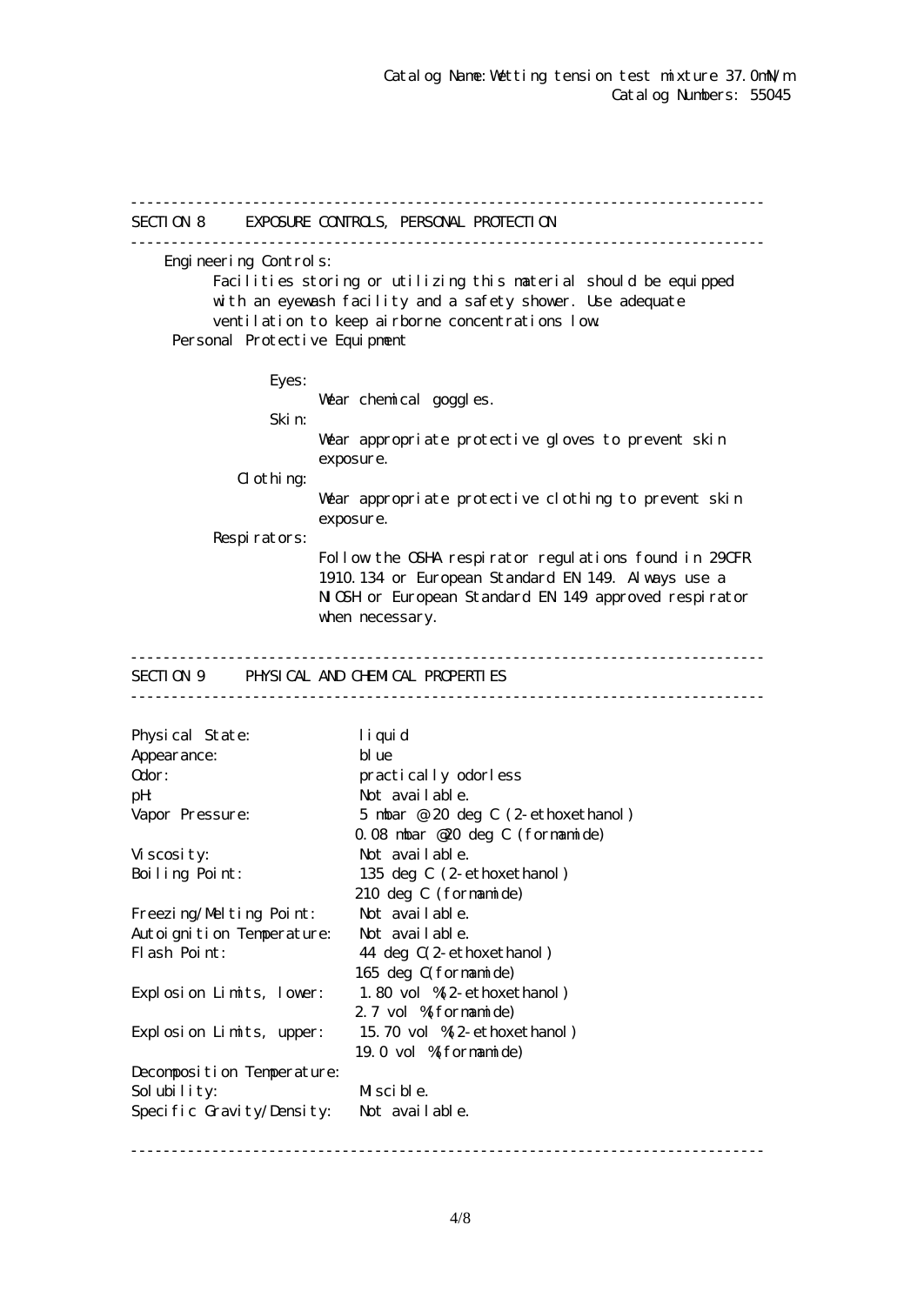Catalog Name: Wetting tension test mixture 37.0mN/m
Catalog Numbers: 55045

## SECTION 8 EXPOSURE CONTROLS, PERSONAL PROTECTION

**Engineering Controls:**

Facilities storing or utilizing this material should be equipped with an eyewash facility and a safety shower. Use adequate ventilation to keep airborne concentrations low.

**Personal Protective Equipment**

**Eyes:**
Wear chemical goggles.

**Skin:**
Wear appropriate protective gloves to prevent skin exposure.

**Clothing:**
Wear appropriate protective clothing to prevent skin exposure.

**Respirators:**
Follow the OSHA respirator regulations found in 29CFR 1910.134 or European Standard EN 149. Always use a NIOSH or European Standard EN 149 approved respirator when necessary.

## SECTION 9 PHYSICAL AND CHEMICAL PROPERTIES

| Property | Value |
|---|---|
| Physical State: | liquid |
| Appearance: | blue |
| Odor: | practically odorless |
| pH: | Not available. |
| Vapor Pressure: | 5 mbar @ 20 deg C (2-ethoxethanol)<br>0.08 mbar @20 deg C (formamide) |
| Viscosity: | Not available. |
| Boiling Point: | 135 deg C (2-ethoxethanol)<br>210 deg C (formamide) |
| Freezing/Melting Point: | Not available. |
| Autoignition Temperature: | Not available. |
| Flash Point: | 44 deg C(2-ethoxethanol)<br>165 deg C(formamide) |
| Explosion Limits, lower: | 1.80 vol %(2-ethoxethanol)<br>2.7 vol %(formamide) |
| Explosion Limits, upper: | 15.70 vol %(2-ethoxethanol)<br>19.0 vol %(formamide) |
| Decomposition Temperature: | |
| Solubility: | Miscible. |
| Specific Gravity/Density: | Not available. |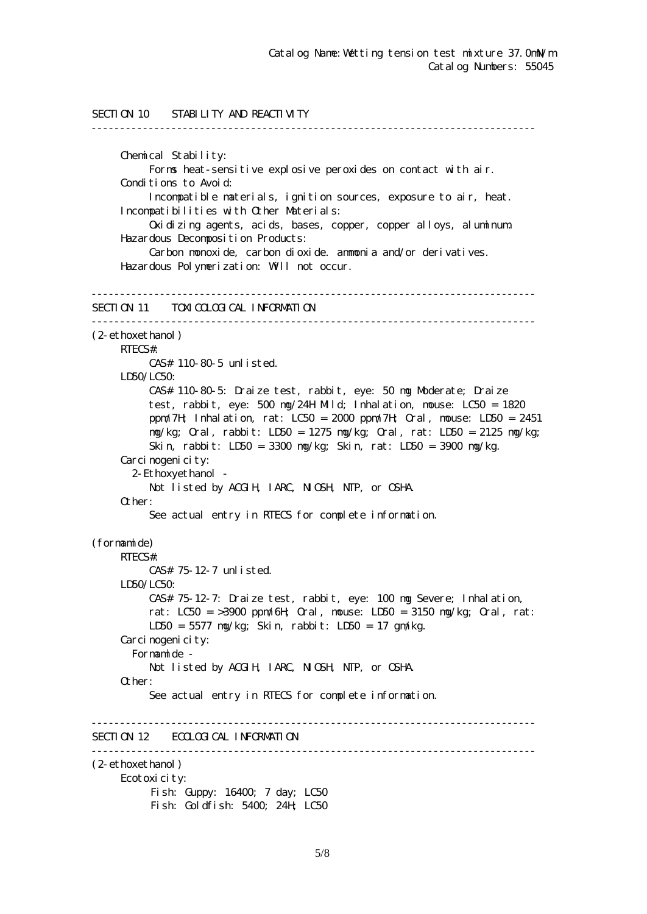Catalog Name: Wetting tension test mixture 37.0mN/m
Catalog Numbers: 55045

## SECTION 10 STABILITY AND REACTIVITY

**Chemical Stability:**
Forms heat-sensitive explosive peroxides on contact with air.

**Conditions to Avoid:**
Incompatible materials, ignition sources, exposure to air, heat.

**Incompatibilities with Other Materials:**
Oxidizing agents, acids, bases, copper, copper alloys, aluminum.

**Hazardous Decomposition Products:**
Carbon monoxide, carbon dioxide. ammonia and/or derivatives.

**Hazardous Polymerization:** Will not occur.

## SECTION 11 TOXICOLOGICAL INFORMATION

### (2-ethoxethanol)

**RTECS#:**
CAS# 110-80-5 unlisted.

**LD50/LC50:**
CAS# 110-80-5: Draize test, rabbit, eye: 50 mg Moderate; Draize test, rabbit, eye: 500 mg/24H Mild; Inhalation, mouse: LC50 = 1820 ppm/7H; Inhalation, rat: LC50 = 2000 ppm/7H; Oral, mouse: LD50 = 2451 mg/kg; Oral, rabbit: LD50 = 1275 mg/kg; Oral, rat: LD50 = 2125 mg/kg; Skin, rabbit: LD50 = 3300 mg/kg; Skin, rat: LD50 = 3900 mg/kg.

**Carcinogenicity:**
2-Ethoxyethanol -
Not listed by ACGIH, IARC, NIOSH, NTP, or OSHA.

**Other:**
See actual entry in RTECS for complete information.

### (formamide)

**RTECS#:**
CAS# 75-12-7 unlisted.

**LD50/LC50:**
CAS# 75-12-7: Draize test, rabbit, eye: 100 mg Severe; Inhalation, rat: LC50 = >3900 ppm/6H; Oral, mouse: LD50 = 3150 mg/kg; Oral, rat: LD50 = 5577 mg/kg; Skin, rabbit: LD50 = 17 gm/kg.

**Carcinogenicity:**
Formamide -
Not listed by ACGIH, IARC, NIOSH, NTP, or OSHA.

**Other:**
See actual entry in RTECS for complete information.

## SECTION 12 ECOLOGICAL INFORMATION

### (2-ethoxethanol)

**Ecotoxicity:**
Fish: Guppy: 16400; 7 day; LC50
Fish: Goldfish: 5400; 24H; LC50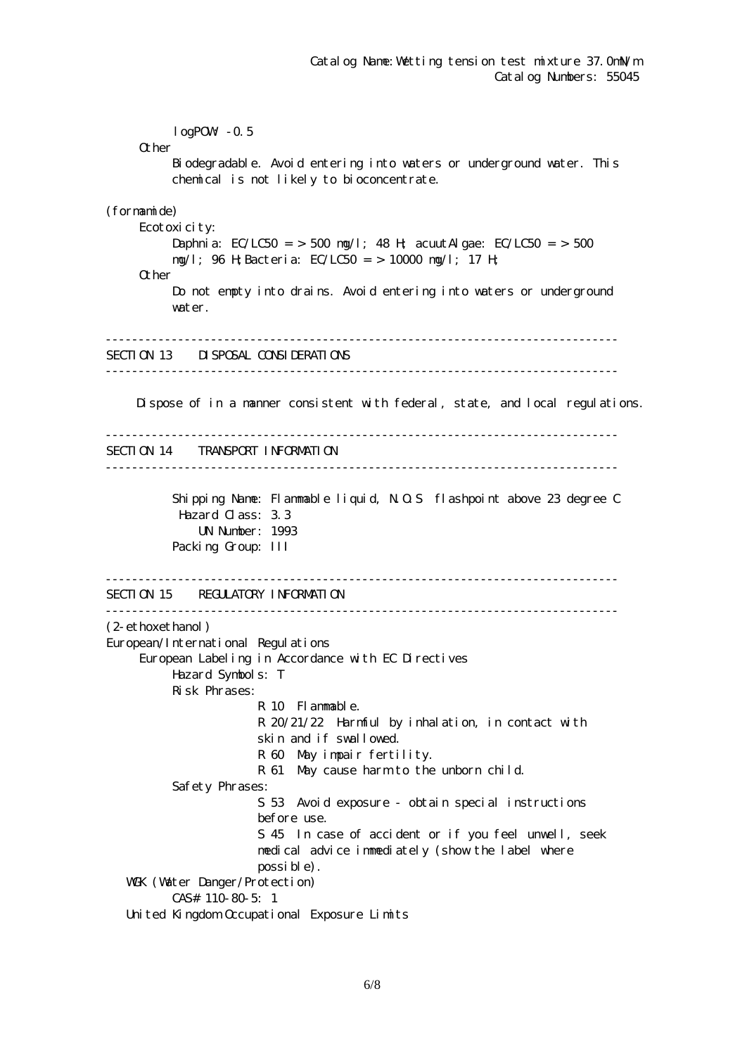logPOW: -0.5

Other

Biodegradable. Avoid entering into waters or underground water. This chemical is not likely to bioconcentrate.

(formamide)

Ecotoxicity:

Daphnia: EC/LC50 = > 500 mg/l; 48 H; acuutAlgae: EC/LC50 = > 500 mg/l; 96 H;Bacteria: EC/LC50 = > 10000 mg/l; 17 H;

Other

Do not empty into drains. Avoid entering into waters or underground water.

---

## SECTION 13 DISPOSAL CONSIDERATIONS

---

Dispose of in a manner consistent with federal, state, and local regulations.

---

## SECTION 14 TRANSPORT INFORMATION

---

Shipping Name: Flammable liquid, N.O.S flashpoint above 23 degree C
Hazard Class: 3.3
UN Number: 1993
Packing Group: III

---

## SECTION 15 REGULATORY INFORMATION

---

(2-ethoxethanol)

European/International Regulations

European Labeling in Accordance with EC Directives

Hazard Symbols: T

Risk Phrases:

- R 10 Flammable.
- R 20/21/22 Harmful by inhalation, in contact with skin and if swallowed.
- R 60 May impair fertility.
- R 61 May cause harm to the unborn child.

Safety Phrases:

- S 53 Avoid exposure - obtain special instructions before use.
- S 45 In case of accident or if you feel unwell, seek medical advice immediately (show the label where possible).

WGK (Water Danger/Protection)

CAS# 110-80-5: 1

United Kingdom Occupational Exposure Limits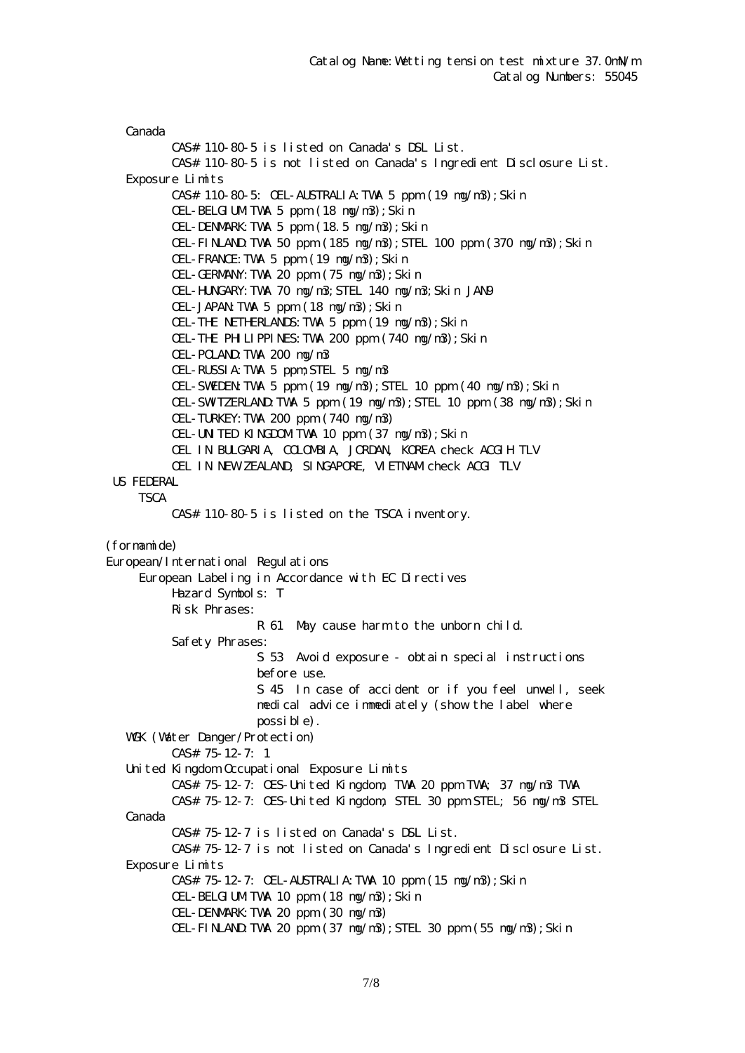Canada

CAS# 110-80-5 is listed on Canada's DSL List.

CAS# 110-80-5 is not listed on Canada's Ingredient Disclosure List.

Exposure Limits

CAS# 110-80-5: OEL-AUSTRALIA:TWA 5 ppm (19 mg/m3);Skin
OEL-BELGIUM:TWA 5 ppm (18 mg/m3);Skin
OEL-DENMARK:TWA 5 ppm (18.5 mg/m3);Skin
OEL-FINLAND:TWA 50 ppm (185 mg/m3);STEL 100 ppm (370 mg/m3);Skin
OEL-FRANCE:TWA 5 ppm (19 mg/m3);Skin
OEL-GERMANY:TWA 20 ppm (75 mg/m3);Skin
OEL-HUNGARY:TWA 70 mg/m3;STEL 140 mg/m3;Skin JAN9
OEL-JAPAN:TWA 5 ppm (18 mg/m3);Skin
OEL-THE NETHERLANDS:TWA 5 ppm (19 mg/m3);Skin
OEL-THE PHILIPPINES:TWA 200 ppm (740 mg/m3);Skin
OEL-POLAND:TWA 200 mg/m3
OEL-RUSSIA:TWA 5 ppm;STEL 5 mg/m3
OEL-SWEDEN:TWA 5 ppm (19 mg/m3);STEL 10 ppm (40 mg/m3);Skin
OEL-SWITZERLAND:TWA 5 ppm (19 mg/m3);STEL 10 ppm (38 mg/m3);Skin
OEL-TURKEY:TWA 200 ppm (740 mg/m3)
OEL-UNITED KINGDOM:TWA 10 ppm (37 mg/m3);Skin
OEL IN BULGARIA, COLOMBIA, JORDAN, KOREA check ACGIH TLV
OEL IN NEW ZEALAND, SINGAPORE, VIETNAM check ACGI TLV

US FEDERAL

TSCA

CAS# 110-80-5 is listed on the TSCA inventory.

(formamide)

European/International Regulations

European Labeling in Accordance with EC Directives

Hazard Symbols: T

Risk Phrases:

R 61 May cause harm to the unborn child.

Safety Phrases:

S 53 Avoid exposure - obtain special instructions before use.

S 45 In case of accident or if you feel unwell, seek medical advice immediately (show the label where possible).

WGK (Water Danger/Protection)

CAS# 75-12-7: 1

United Kingdom Occupational Exposure Limits

CAS# 75-12-7: OES-United Kingdom, TWA 20 ppm TWA; 37 mg/m3 TWA
CAS# 75-12-7: OES-United Kingdom, STEL 30 ppm STEL; 56 mg/m3 STEL

Canada

CAS# 75-12-7 is listed on Canada's DSL List.

CAS# 75-12-7 is not listed on Canada's Ingredient Disclosure List.

Exposure Limits

CAS# 75-12-7: OEL-AUSTRALIA:TWA 10 ppm (15 mg/m3);Skin
OEL-BELGIUM:TWA 10 ppm (18 mg/m3);Skin
OEL-DENMARK:TWA 20 ppm (30 mg/m3)
OEL-FINLAND:TWA 20 ppm (37 mg/m3);STEL 30 ppm (55 mg/m3);Skin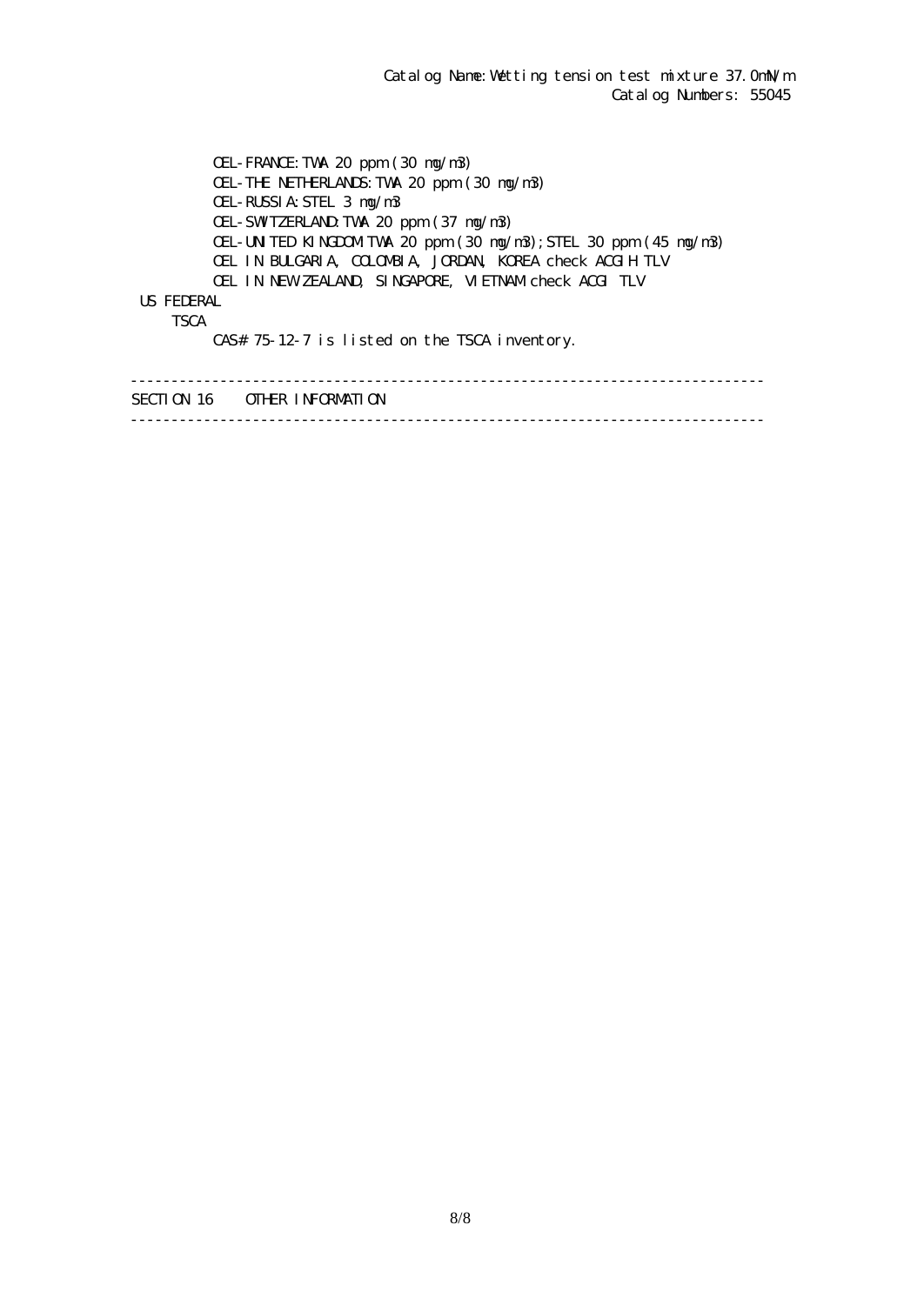OEL-FRANCE:TWA 20 ppm (30 mg/m3)
OEL-THE NETHERLANDS:TWA 20 ppm (30 mg/m3)
OEL-RUSSIA:STEL 3 mg/m3
OEL-SWITZERLAND:TWA 20 ppm (37 mg/m3)
OEL-UNITED KINGDOM:TWA 20 ppm (30 mg/m3);STEL 30 ppm (45 mg/m3)
OEL IN BULGARIA, COLOMBIA, JORDAN, KOREA check ACGIH TLV
OEL IN NEW ZEALAND, SINGAPORE, VIETNAM check ACGI TLV

US FEDERAL

TSCA

CAS# 75-12-7 is listed on the TSCA inventory.

---

## SECTION 16 OTHER INFORMATION

---